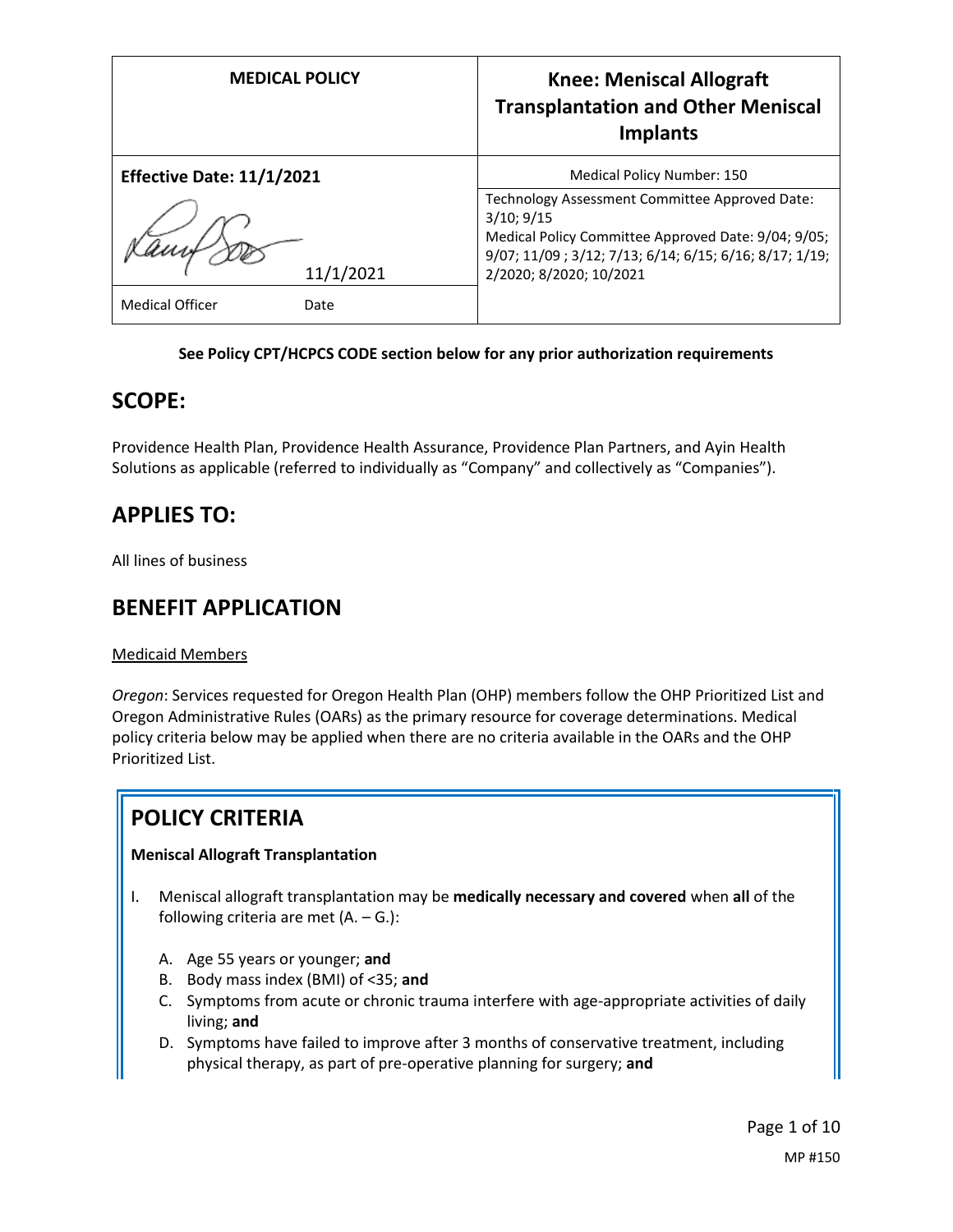| MEDICAL POLICY | Knee: Meniscal Allograft Transplantation and Other Meniscal Implants |
|---|---|
| **Effective Date: 11/1/2021** | Medical Policy Number: 150 |
| 11/1/2021 | Technology Assessment Committee Approved Date: 3/10; 9/15<br>Medical Policy Committee Approved Date: 9/04; 9/05; 9/07; 11/09 ; 3/12; 7/13; 6/14; 6/15; 6/16; 8/17; 1/19; 2/2020; 8/2020; 10/2021 |
| Medical Officer Date | |

**See Policy CPT/HCPCS CODE section below for any prior authorization requirements**

## SCOPE:

Providence Health Plan, Providence Health Assurance, Providence Plan Partners, and Ayin Health Solutions as applicable (referred to individually as "Company" and collectively as "Companies").

## APPLIES TO:

All lines of business

## BENEFIT APPLICATION

Medicaid Members

*Oregon*: Services requested for Oregon Health Plan (OHP) members follow the OHP Prioritized List and Oregon Administrative Rules (OARs) as the primary resource for coverage determinations. Medical policy criteria below may be applied when there are no criteria available in the OARs and the OHP Prioritized List.

## POLICY CRITERIA

**Meniscal Allograft Transplantation**

I. Meniscal allograft transplantation may be **medically necessary and covered** when **all** of the following criteria are met (A. – G.):

   A. Age 55 years or younger; **and**
   B. Body mass index (BMI) of <35; **and**
   C. Symptoms from acute or chronic trauma interfere with age-appropriate activities of daily living; **and**
   D. Symptoms have failed to improve after 3 months of conservative treatment, including physical therapy, as part of pre-operative planning for surgery; **and**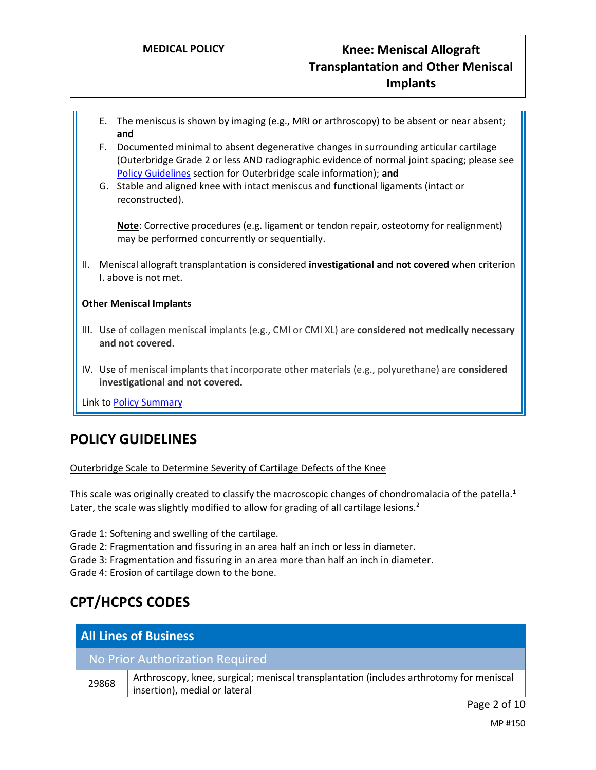E. The meniscus is shown by imaging (e.g., MRI or arthroscopy) to be absent or near absent; **and**

F. Documented minimal to absent degenerative changes in surrounding articular cartilage (Outerbridge Grade 2 or less AND radiographic evidence of normal joint spacing; please see Policy Guidelines section for Outerbridge scale information); **and**

G. Stable and aligned knee with intact meniscus and functional ligaments (intact or reconstructed).

**Note**: Corrective procedures (e.g. ligament or tendon repair, osteotomy for realignment) may be performed concurrently or sequentially.

II. Meniscal allograft transplantation is considered **investigational and not covered** when criterion I. above is not met.

**Other Meniscal Implants**

III. Use of collagen meniscal implants (e.g., CMI or CMI XL) are **considered not medically necessary and not covered.**

IV. Use of meniscal implants that incorporate other materials (e.g., polyurethane) are **considered investigational and not covered.**

Link to Policy Summary

## POLICY GUIDELINES

Outerbridge Scale to Determine Severity of Cartilage Defects of the Knee

This scale was originally created to classify the macroscopic changes of chondromalacia of the patella.[1] Later, the scale was slightly modified to allow for grading of all cartilage lesions.[2]

Grade 1: Softening and swelling of the cartilage.
Grade 2: Fragmentation and fissuring in an area half an inch or less in diameter.
Grade 3: Fragmentation and fissuring in an area more than half an inch in diameter.
Grade 4: Erosion of cartilage down to the bone.

## CPT/HCPCS CODES

| All Lines of Business | |
|---|---|
| No Prior Authorization Required | |
| 29868 | Arthroscopy, knee, surgical; meniscal transplantation (includes arthrotomy for meniscal insertion), medial or lateral |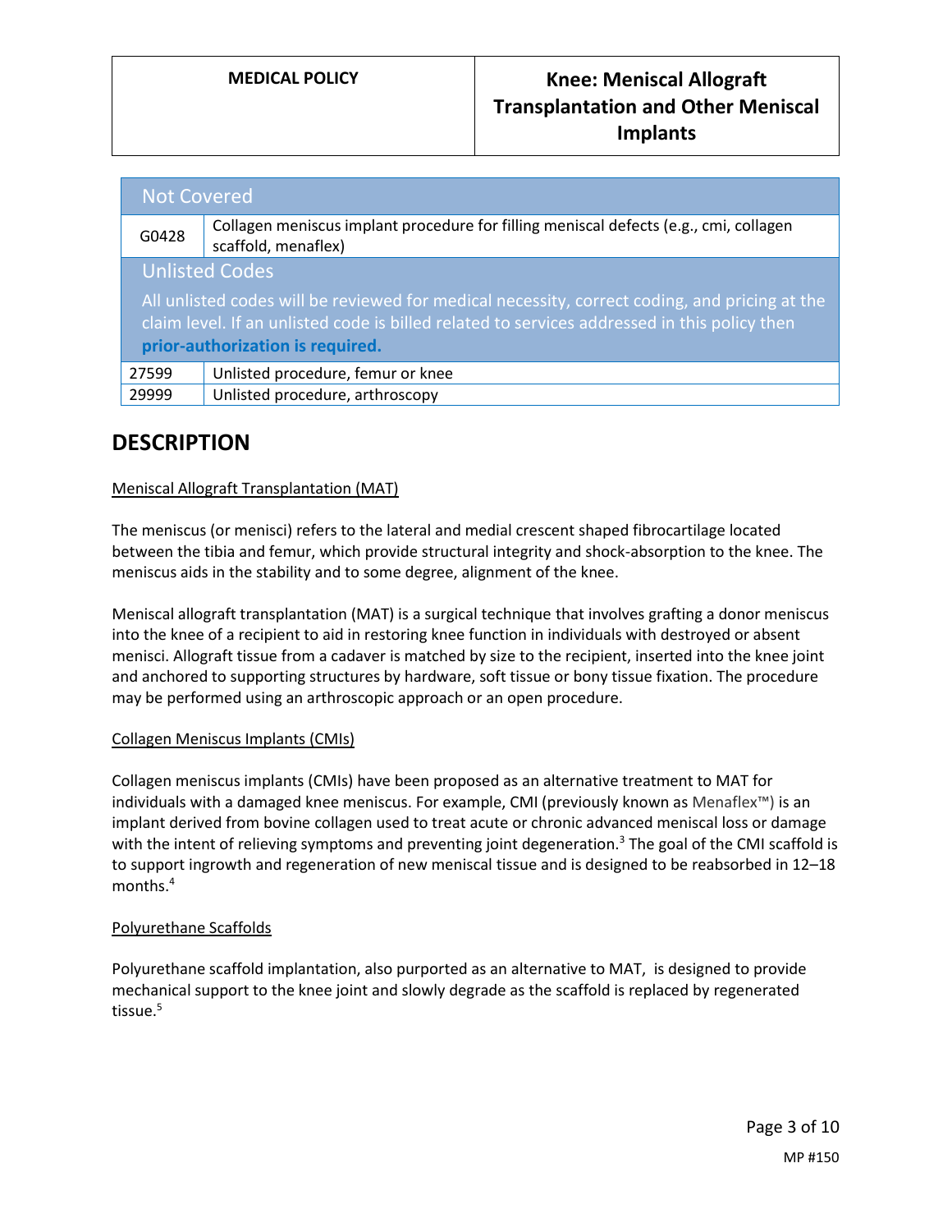| Not Covered | |
|---|---|
| G0428 | Collagen meniscus implant procedure for filling meniscal defects (e.g., cmi, collagen scaffold, menaflex) |
| **Unlisted Codes** All unlisted codes will be reviewed for medical necessity, correct coding, and pricing at the claim level. If an unlisted code is billed related to services addressed in this policy then **prior-authorization is required.** | |
| 27599 | Unlisted procedure, femur or knee |
| 29999 | Unlisted procedure, arthroscopy |

## DESCRIPTION

Meniscal Allograft Transplantation (MAT)

The meniscus (or menisci) refers to the lateral and medial crescent shaped fibrocartilage located between the tibia and femur, which provide structural integrity and shock-absorption to the knee. The meniscus aids in the stability and to some degree, alignment of the knee.

Meniscal allograft transplantation (MAT) is a surgical technique that involves grafting a donor meniscus into the knee of a recipient to aid in restoring knee function in individuals with destroyed or absent menisci. Allograft tissue from a cadaver is matched by size to the recipient, inserted into the knee joint and anchored to supporting structures by hardware, soft tissue or bony tissue fixation. The procedure may be performed using an arthroscopic approach or an open procedure.

Collagen Meniscus Implants (CMIs)

Collagen meniscus implants (CMIs) have been proposed as an alternative treatment to MAT for individuals with a damaged knee meniscus. For example, CMI (previously known as Menaflex™) is an implant derived from bovine collagen used to treat acute or chronic advanced meniscal loss or damage with the intent of relieving symptoms and preventing joint degeneration.[3] The goal of the CMI scaffold is to support ingrowth and regeneration of new meniscal tissue and is designed to be reabsorbed in 12–18 months.[4]

Polyurethane Scaffolds

Polyurethane scaffold implantation, also purported as an alternative to MAT, is designed to provide mechanical support to the knee joint and slowly degrade as the scaffold is replaced by regenerated tissue.[5]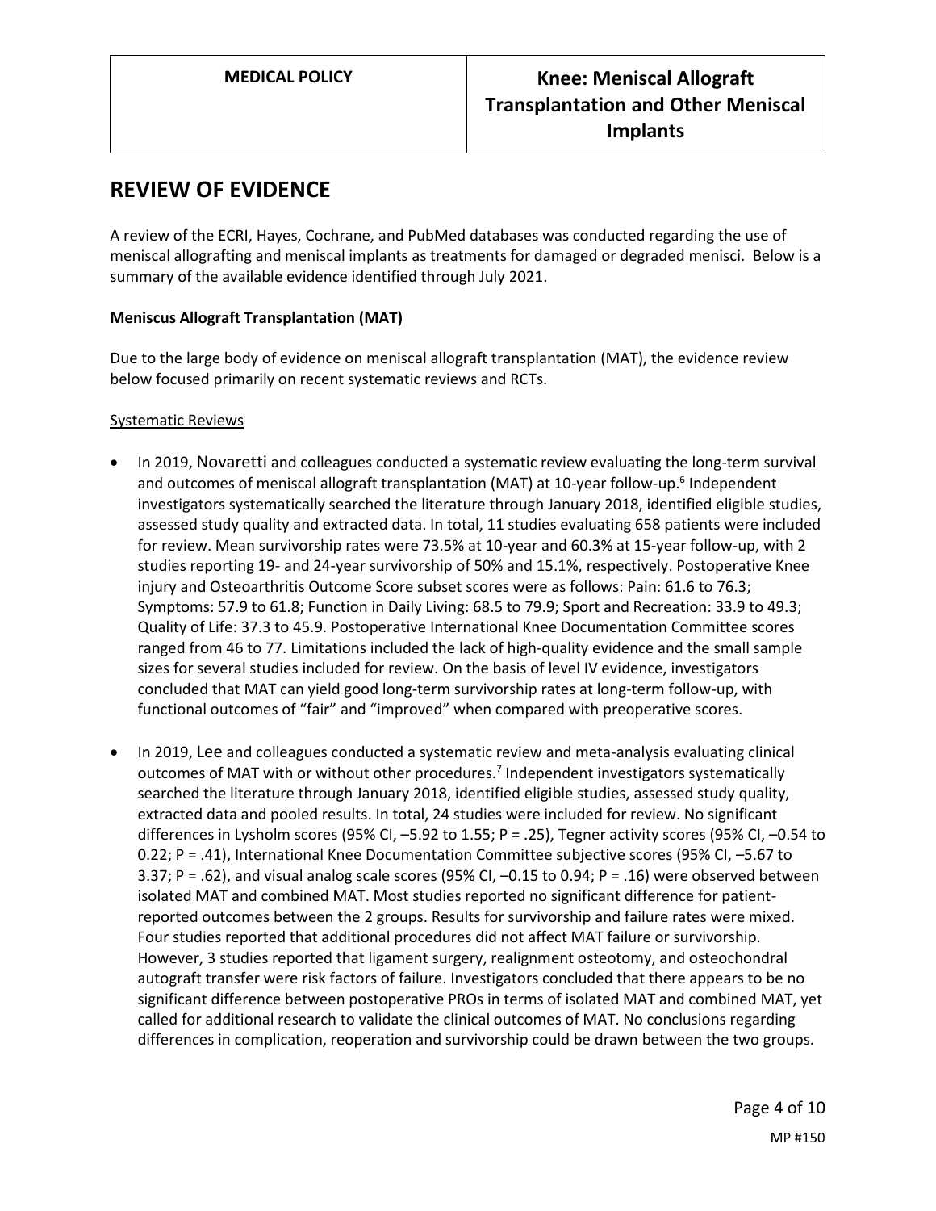## REVIEW OF EVIDENCE

A review of the ECRI, Hayes, Cochrane, and PubMed databases was conducted regarding the use of meniscal allografting and meniscal implants as treatments for damaged or degraded menisci. Below is a summary of the available evidence identified through July 2021.

**Meniscus Allograft Transplantation (MAT)**

Due to the large body of evidence on meniscal allograft transplantation (MAT), the evidence review below focused primarily on recent systematic reviews and RCTs.

Systematic Reviews

- In 2019, Novaretti and colleagues conducted a systematic review evaluating the long-term survival and outcomes of meniscal allograft transplantation (MAT) at 10-year follow-up.[6] Independent investigators systematically searched the literature through January 2018, identified eligible studies, assessed study quality and extracted data. In total, 11 studies evaluating 658 patients were included for review. Mean survivorship rates were 73.5% at 10-year and 60.3% at 15-year follow-up, with 2 studies reporting 19- and 24-year survivorship of 50% and 15.1%, respectively. Postoperative Knee injury and Osteoarthritis Outcome Score subset scores were as follows: Pain: 61.6 to 76.3; Symptoms: 57.9 to 61.8; Function in Daily Living: 68.5 to 79.9; Sport and Recreation: 33.9 to 49.3; Quality of Life: 37.3 to 45.9. Postoperative International Knee Documentation Committee scores ranged from 46 to 77. Limitations included the lack of high-quality evidence and the small sample sizes for several studies included for review. On the basis of level IV evidence, investigators concluded that MAT can yield good long-term survivorship rates at long-term follow-up, with functional outcomes of "fair" and "improved" when compared with preoperative scores.

- In 2019, Lee and colleagues conducted a systematic review and meta-analysis evaluating clinical outcomes of MAT with or without other procedures.[7] Independent investigators systematically searched the literature through January 2018, identified eligible studies, assessed study quality, extracted data and pooled results. In total, 24 studies were included for review. No significant differences in Lysholm scores (95% CI, –5.92 to 1.55; P = .25), Tegner activity scores (95% CI, –0.54 to 0.22; P = .41), International Knee Documentation Committee subjective scores (95% CI, –5.67 to 3.37; P = .62), and visual analog scale scores (95% CI, –0.15 to 0.94; P = .16) were observed between isolated MAT and combined MAT. Most studies reported no significant difference for patient-reported outcomes between the 2 groups. Results for survivorship and failure rates were mixed. Four studies reported that additional procedures did not affect MAT failure or survivorship. However, 3 studies reported that ligament surgery, realignment osteotomy, and osteochondral autograft transfer were risk factors of failure. Investigators concluded that there appears to be no significant difference between postoperative PROs in terms of isolated MAT and combined MAT, yet called for additional research to validate the clinical outcomes of MAT. No conclusions regarding differences in complication, reoperation and survivorship could be drawn between the two groups.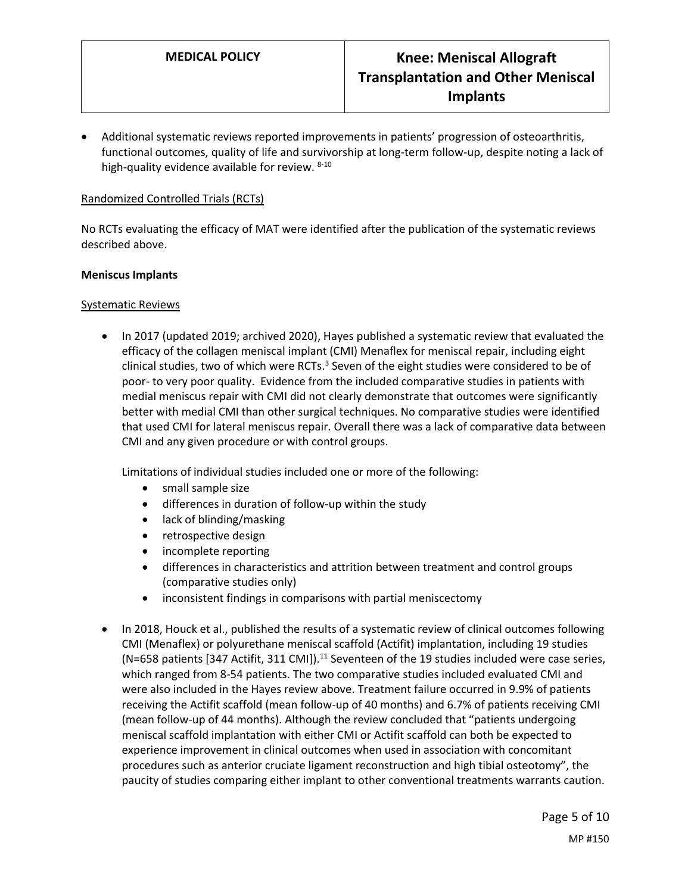- Additional systematic reviews reported improvements in patients' progression of osteoarthritis, functional outcomes, quality of life and survivorship at long-term follow-up, despite noting a lack of high-quality evidence available for review. [8-10]

<u>Randomized Controlled Trials (RCTs)</u>

No RCTs evaluating the efficacy of MAT were identified after the publication of the systematic reviews described above.

**Meniscus Implants**

<u>Systematic Reviews</u>

- In 2017 (updated 2019; archived 2020), Hayes published a systematic review that evaluated the efficacy of the collagen meniscal implant (CMI) Menaflex for meniscal repair, including eight clinical studies, two of which were RCTs.[3] Seven of the eight studies were considered to be of poor- to very poor quality. Evidence from the included comparative studies in patients with medial meniscus repair with CMI did not clearly demonstrate that outcomes were significantly better with medial CMI than other surgical techniques. No comparative studies were identified that used CMI for lateral meniscus repair. Overall there was a lack of comparative data between CMI and any given procedure or with control groups.

  Limitations of individual studies included one or more of the following:
  - small sample size
  - differences in duration of follow-up within the study
  - lack of blinding/masking
  - retrospective design
  - incomplete reporting
  - differences in characteristics and attrition between treatment and control groups (comparative studies only)
  - inconsistent findings in comparisons with partial meniscectomy

- In 2018, Houck et al., published the results of a systematic review of clinical outcomes following CMI (Menaflex) or polyurethane meniscal scaffold (Actifit) implantation, including 19 studies (N=658 patients [347 Actifit, 311 CMI]).[11] Seventeen of the 19 studies included were case series, which ranged from 8-54 patients. The two comparative studies included evaluated CMI and were also included in the Hayes review above. Treatment failure occurred in 9.9% of patients receiving the Actifit scaffold (mean follow-up of 40 months) and 6.7% of patients receiving CMI (mean follow-up of 44 months). Although the review concluded that "patients undergoing meniscal scaffold implantation with either CMI or Actifit scaffold can both be expected to experience improvement in clinical outcomes when used in association with concomitant procedures such as anterior cruciate ligament reconstruction and high tibial osteotomy", the paucity of studies comparing either implant to other conventional treatments warrants caution.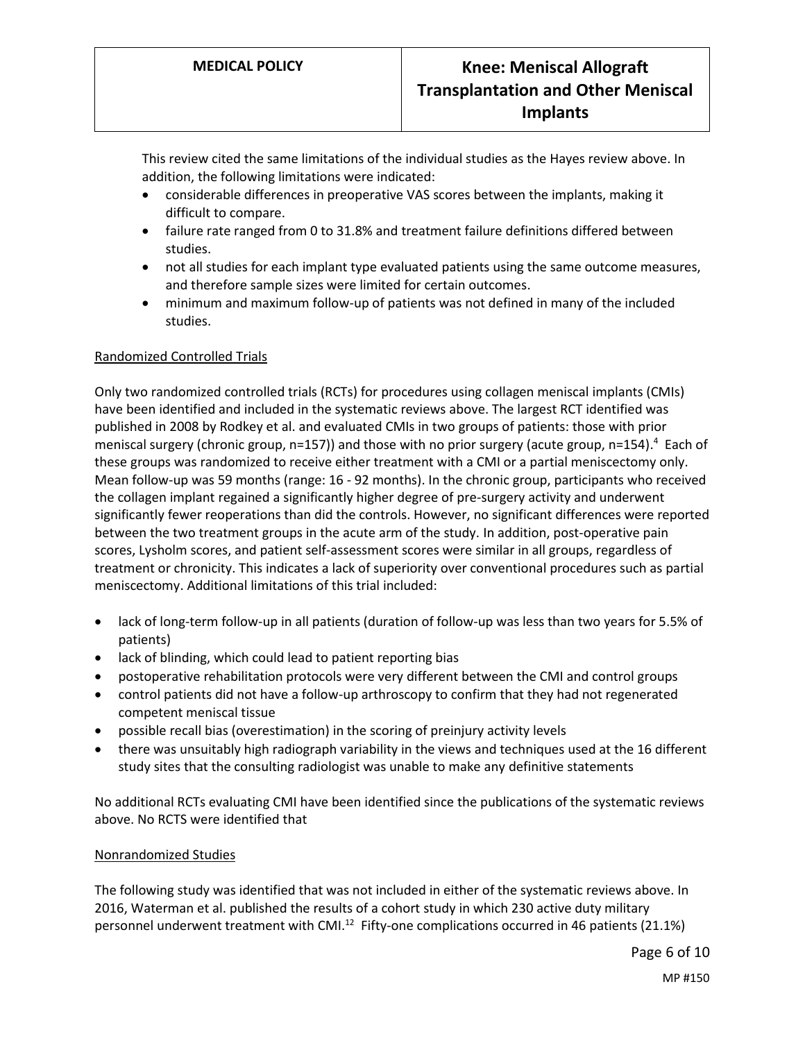This review cited the same limitations of the individual studies as the Hayes review above. In addition, the following limitations were indicated:

- considerable differences in preoperative VAS scores between the implants, making it difficult to compare.
- failure rate ranged from 0 to 31.8% and treatment failure definitions differed between studies.
- not all studies for each implant type evaluated patients using the same outcome measures, and therefore sample sizes were limited for certain outcomes.
- minimum and maximum follow-up of patients was not defined in many of the included studies.

## Randomized Controlled Trials

Only two randomized controlled trials (RCTs) for procedures using collagen meniscal implants (CMIs) have been identified and included in the systematic reviews above. The largest RCT identified was published in 2008 by Rodkey et al. and evaluated CMIs in two groups of patients: those with prior meniscal surgery (chronic group, n=157)) and those with no prior surgery (acute group, n=154).[4] Each of these groups was randomized to receive either treatment with a CMI or a partial meniscectomy only. Mean follow-up was 59 months (range: 16 - 92 months). In the chronic group, participants who received the collagen implant regained a significantly higher degree of pre-surgery activity and underwent significantly fewer reoperations than did the controls. However, no significant differences were reported between the two treatment groups in the acute arm of the study. In addition, post-operative pain scores, Lysholm scores, and patient self-assessment scores were similar in all groups, regardless of treatment or chronicity. This indicates a lack of superiority over conventional procedures such as partial meniscectomy. Additional limitations of this trial included:

- lack of long-term follow-up in all patients (duration of follow-up was less than two years for 5.5% of patients)
- lack of blinding, which could lead to patient reporting bias
- postoperative rehabilitation protocols were very different between the CMI and control groups
- control patients did not have a follow-up arthroscopy to confirm that they had not regenerated competent meniscal tissue
- possible recall bias (overestimation) in the scoring of preinjury activity levels
- there was unsuitably high radiograph variability in the views and techniques used at the 16 different study sites that the consulting radiologist was unable to make any definitive statements

No additional RCTs evaluating CMI have been identified since the publications of the systematic reviews above. No RCTS were identified that

## Nonrandomized Studies

The following study was identified that was not included in either of the systematic reviews above. In 2016, Waterman et al. published the results of a cohort study in which 230 active duty military personnel underwent treatment with CMI.[12] Fifty-one complications occurred in 46 patients (21.1%)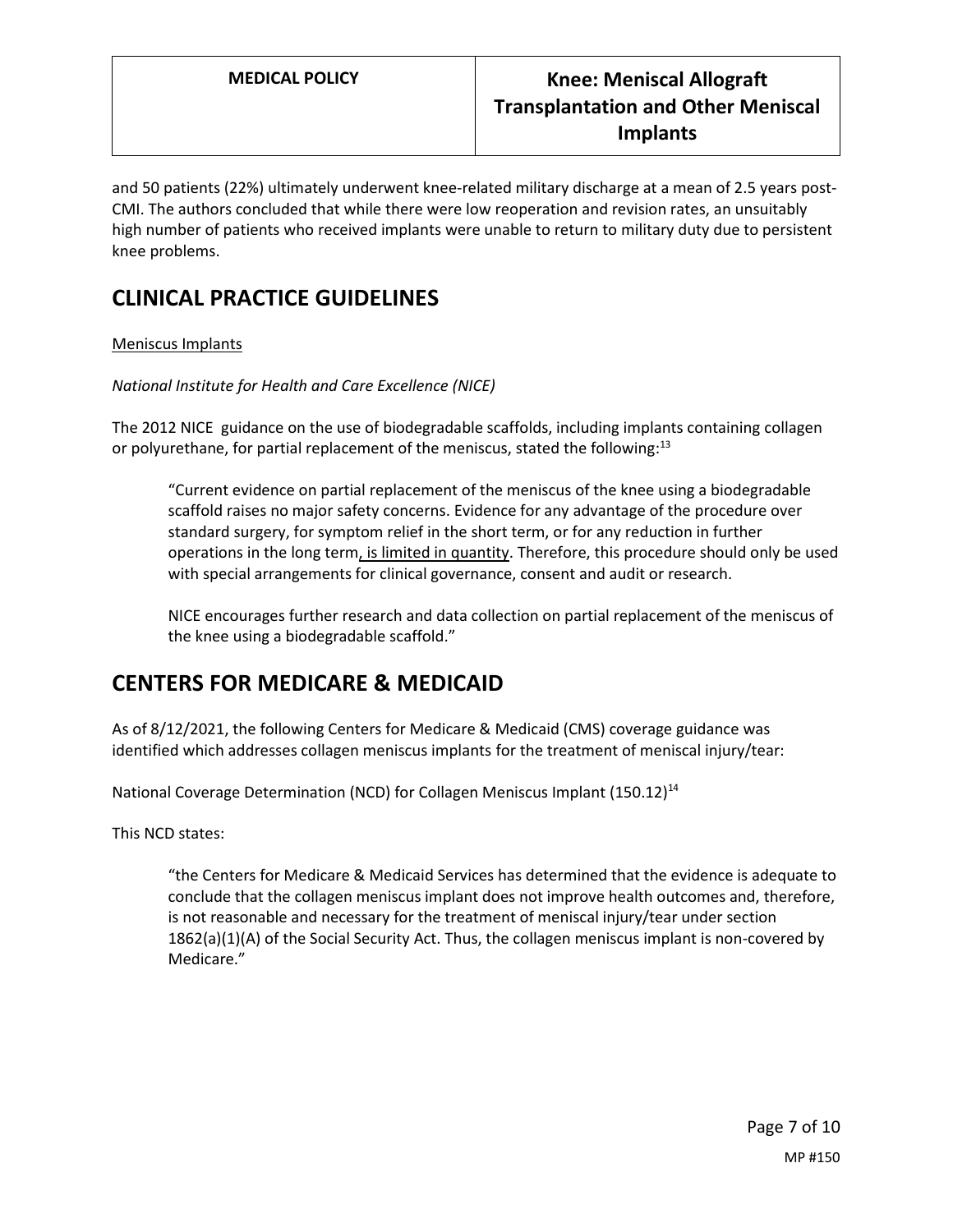and 50 patients (22%) ultimately underwent knee-related military discharge at a mean of 2.5 years post-CMI. The authors concluded that while there were low reoperation and revision rates, an unsuitably high number of patients who received implants were unable to return to military duty due to persistent knee problems.

## CLINICAL PRACTICE GUIDELINES

Meniscus Implants

*National Institute for Health and Care Excellence (NICE)*

The 2012 NICE guidance on the use of biodegradable scaffolds, including implants containing collagen or polyurethane, for partial replacement of the meniscus, stated the following:[13]

> "Current evidence on partial replacement of the meniscus of the knee using a biodegradable scaffold raises no major safety concerns. Evidence for any advantage of the procedure over standard surgery, for symptom relief in the short term, or for any reduction in further operations in the long term, is limited in quantity. Therefore, this procedure should only be used with special arrangements for clinical governance, consent and audit or research.
>
> NICE encourages further research and data collection on partial replacement of the meniscus of the knee using a biodegradable scaffold."

## CENTERS FOR MEDICARE & MEDICAID

As of 8/12/2021, the following Centers for Medicare & Medicaid (CMS) coverage guidance was identified which addresses collagen meniscus implants for the treatment of meniscal injury/tear:

National Coverage Determination (NCD) for Collagen Meniscus Implant (150.12)[14]

This NCD states:

> "the Centers for Medicare & Medicaid Services has determined that the evidence is adequate to conclude that the collagen meniscus implant does not improve health outcomes and, therefore, is not reasonable and necessary for the treatment of meniscal injury/tear under section 1862(a)(1)(A) of the Social Security Act. Thus, the collagen meniscus implant is non-covered by Medicare."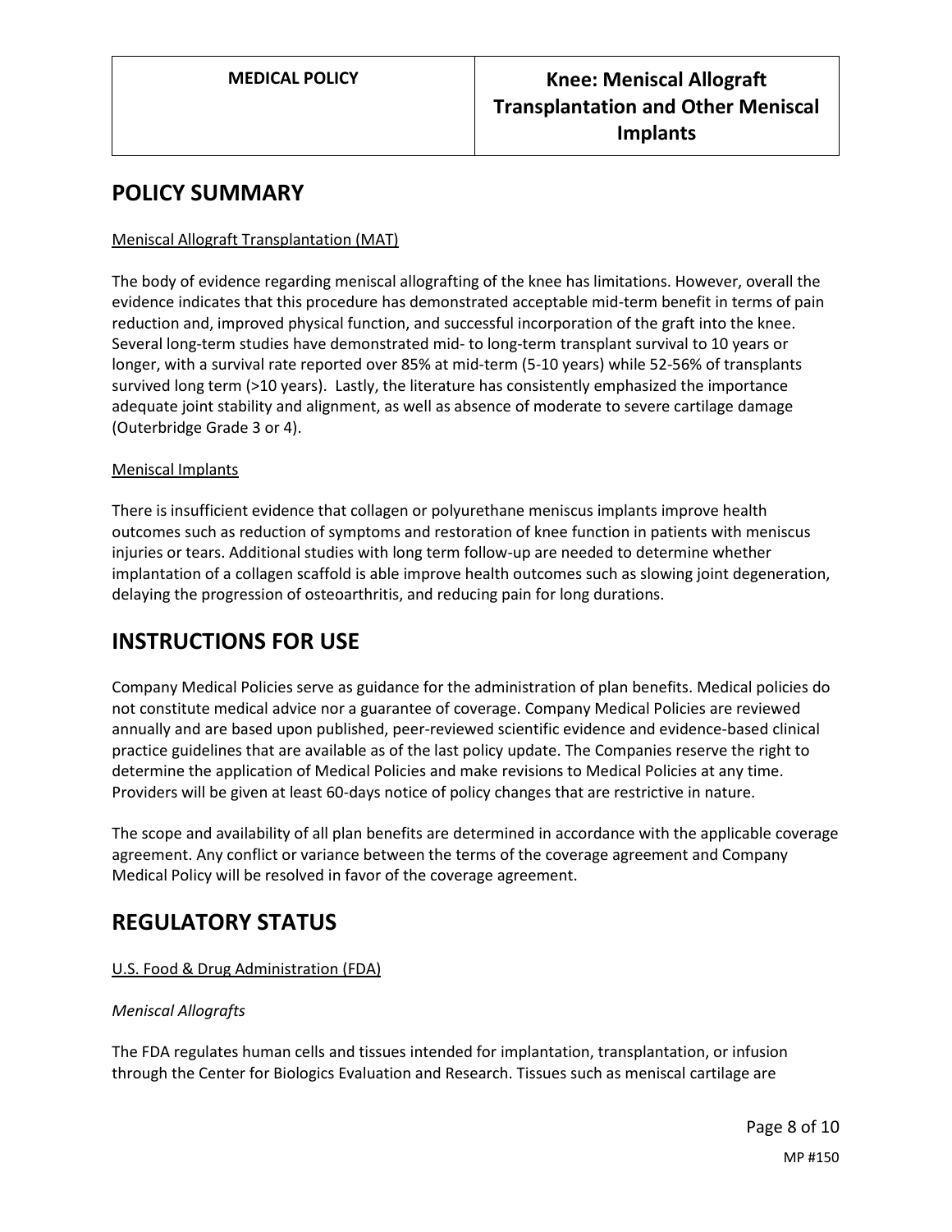## POLICY SUMMARY

Meniscal Allograft Transplantation (MAT)

The body of evidence regarding meniscal allografting of the knee has limitations. However, overall the evidence indicates that this procedure has demonstrated acceptable mid-term benefit in terms of pain reduction and, improved physical function, and successful incorporation of the graft into the knee. Several long-term studies have demonstrated mid- to long-term transplant survival to 10 years or longer, with a survival rate reported over 85% at mid-term (5-10 years) while 52-56% of transplants survived long term (>10 years). Lastly, the literature has consistently emphasized the importance adequate joint stability and alignment, as well as absence of moderate to severe cartilage damage (Outerbridge Grade 3 or 4).

Meniscal Implants

There is insufficient evidence that collagen or polyurethane meniscus implants improve health outcomes such as reduction of symptoms and restoration of knee function in patients with meniscus injuries or tears. Additional studies with long term follow-up are needed to determine whether implantation of a collagen scaffold is able improve health outcomes such as slowing joint degeneration, delaying the progression of osteoarthritis, and reducing pain for long durations.

## INSTRUCTIONS FOR USE

Company Medical Policies serve as guidance for the administration of plan benefits. Medical policies do not constitute medical advice nor a guarantee of coverage. Company Medical Policies are reviewed annually and are based upon published, peer-reviewed scientific evidence and evidence-based clinical practice guidelines that are available as of the last policy update. The Companies reserve the right to determine the application of Medical Policies and make revisions to Medical Policies at any time. Providers will be given at least 60-days notice of policy changes that are restrictive in nature.

The scope and availability of all plan benefits are determined in accordance with the applicable coverage agreement. Any conflict or variance between the terms of the coverage agreement and Company Medical Policy will be resolved in favor of the coverage agreement.

## REGULATORY STATUS

U.S. Food & Drug Administration (FDA)

*Meniscal Allografts*

The FDA regulates human cells and tissues intended for implantation, transplantation, or infusion through the Center for Biologics Evaluation and Research. Tissues such as meniscal cartilage are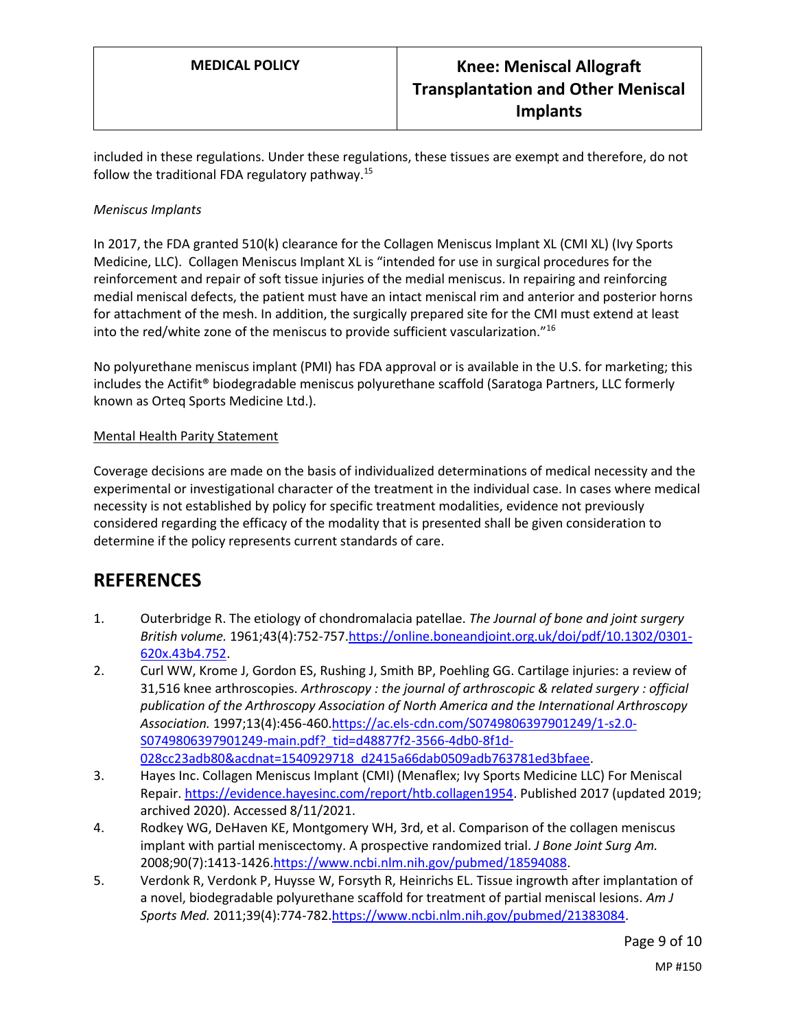included in these regulations. Under these regulations, these tissues are exempt and therefore, do not follow the traditional FDA regulatory pathway.[15]

*Meniscus Implants*

In 2017, the FDA granted 510(k) clearance for the Collagen Meniscus Implant XL (CMI XL) (Ivy Sports Medicine, LLC). Collagen Meniscus Implant XL is "intended for use in surgical procedures for the reinforcement and repair of soft tissue injuries of the medial meniscus. In repairing and reinforcing medial meniscal defects, the patient must have an intact meniscal rim and anterior and posterior horns for attachment of the mesh. In addition, the surgically prepared site for the CMI must extend at least into the red/white zone of the meniscus to provide sufficient vascularization."[16]

No polyurethane meniscus implant (PMI) has FDA approval or is available in the U.S. for marketing; this includes the Actifit® biodegradable meniscus polyurethane scaffold (Saratoga Partners, LLC formerly known as Orteq Sports Medicine Ltd.).

Mental Health Parity Statement

Coverage decisions are made on the basis of individualized determinations of medical necessity and the experimental or investigational character of the treatment in the individual case. In cases where medical necessity is not established by policy for specific treatment modalities, evidence not previously considered regarding the efficacy of the modality that is presented shall be given consideration to determine if the policy represents current standards of care.

## REFERENCES

1. Outerbridge R. The etiology of chondromalacia patellae. *The Journal of bone and joint surgery British volume.* 1961;43(4):752-757.https://online.boneandjoint.org.uk/doi/pdf/10.1302/0301-620x.43b4.752.
2. Curl WW, Krome J, Gordon ES, Rushing J, Smith BP, Poehling GG. Cartilage injuries: a review of 31,516 knee arthroscopies. *Arthroscopy : the journal of arthroscopic & related surgery : official publication of the Arthroscopy Association of North America and the International Arthroscopy Association.* 1997;13(4):456-460.https://ac.els-cdn.com/S0749806397901249/1-s2.0-S0749806397901249-main.pdf?_tid=d48877f2-3566-4db0-8f1d-028cc23adb80&acdnat=1540929718_d2415a66dab0509adb763781ed3bfaee.
3. Hayes Inc. Collagen Meniscus Implant (CMI) (Menaflex; Ivy Sports Medicine LLC) For Meniscal Repair. https://evidence.hayesinc.com/report/htb.collagen1954. Published 2017 (updated 2019; archived 2020). Accessed 8/11/2021.
4. Rodkey WG, DeHaven KE, Montgomery WH, 3rd, et al. Comparison of the collagen meniscus implant with partial meniscectomy. A prospective randomized trial. *J Bone Joint Surg Am.* 2008;90(7):1413-1426.https://www.ncbi.nlm.nih.gov/pubmed/18594088.
5. Verdonk R, Verdonk P, Huysse W, Forsyth R, Heinrichs EL. Tissue ingrowth after implantation of a novel, biodegradable polyurethane scaffold for treatment of partial meniscal lesions. *Am J Sports Med.* 2011;39(4):774-782.https://www.ncbi.nlm.nih.gov/pubmed/21383084.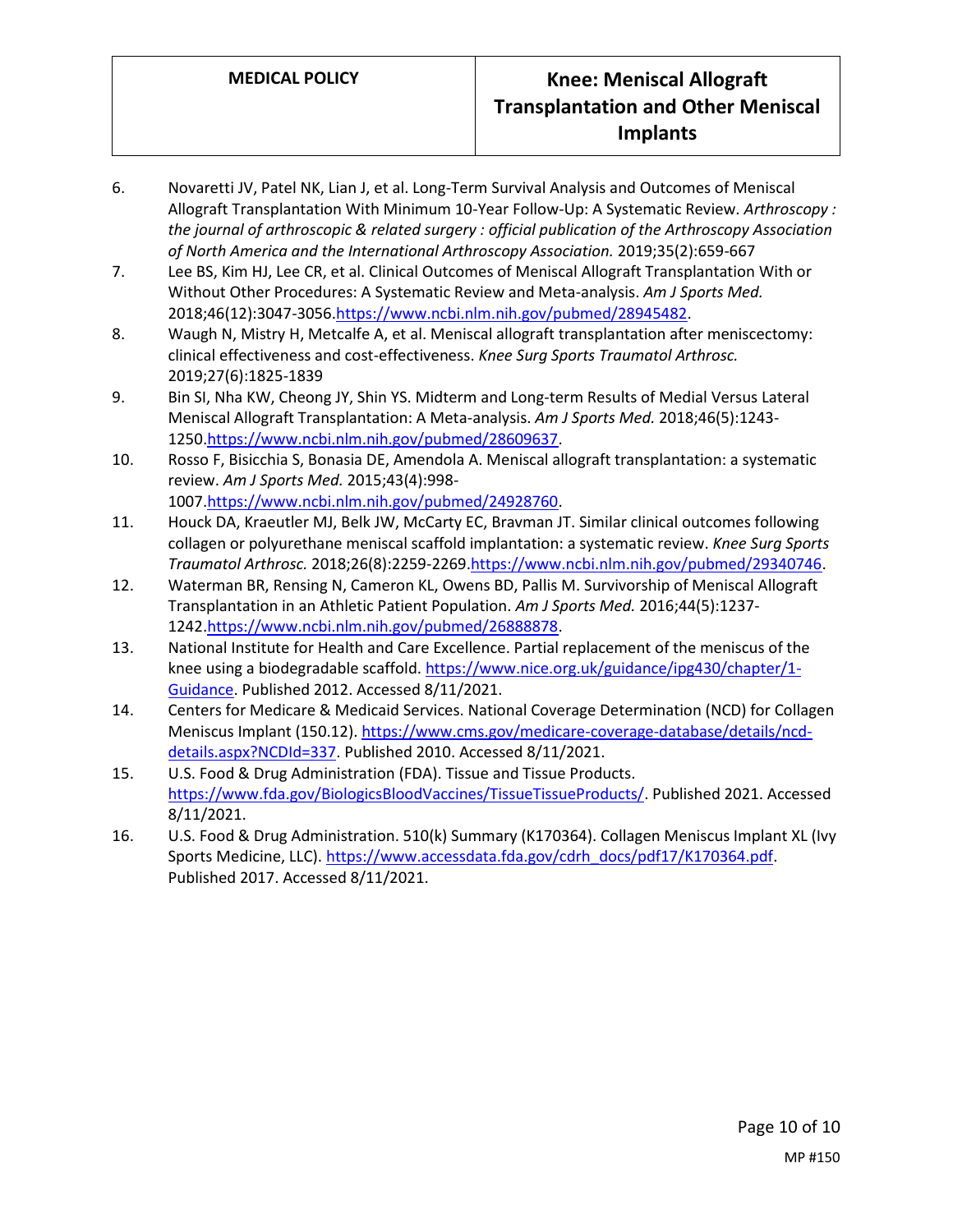6. Novaretti JV, Patel NK, Lian J, et al. Long-Term Survival Analysis and Outcomes of Meniscal Allograft Transplantation With Minimum 10-Year Follow-Up: A Systematic Review. *Arthroscopy : the journal of arthroscopic & related surgery : official publication of the Arthroscopy Association of North America and the International Arthroscopy Association.* 2019;35(2):659-667
7. Lee BS, Kim HJ, Lee CR, et al. Clinical Outcomes of Meniscal Allograft Transplantation With or Without Other Procedures: A Systematic Review and Meta-analysis. *Am J Sports Med.* 2018;46(12):3047-3056.https://www.ncbi.nlm.nih.gov/pubmed/28945482.
8. Waugh N, Mistry H, Metcalfe A, et al. Meniscal allograft transplantation after meniscectomy: clinical effectiveness and cost-effectiveness. *Knee Surg Sports Traumatol Arthrosc.* 2019;27(6):1825-1839
9. Bin SI, Nha KW, Cheong JY, Shin YS. Midterm and Long-term Results of Medial Versus Lateral Meniscal Allograft Transplantation: A Meta-analysis. *Am J Sports Med.* 2018;46(5):1243-1250.https://www.ncbi.nlm.nih.gov/pubmed/28609637.
10. Rosso F, Bisicchia S, Bonasia DE, Amendola A. Meniscal allograft transplantation: a systematic review. *Am J Sports Med.* 2015;43(4):998-1007.https://www.ncbi.nlm.nih.gov/pubmed/24928760.
11. Houck DA, Kraeutler MJ, Belk JW, McCarty EC, Bravman JT. Similar clinical outcomes following collagen or polyurethane meniscal scaffold implantation: a systematic review. *Knee Surg Sports Traumatol Arthrosc.* 2018;26(8):2259-2269.https://www.ncbi.nlm.nih.gov/pubmed/29340746.
12. Waterman BR, Rensing N, Cameron KL, Owens BD, Pallis M. Survivorship of Meniscal Allograft Transplantation in an Athletic Patient Population. *Am J Sports Med.* 2016;44(5):1237-1242.https://www.ncbi.nlm.nih.gov/pubmed/26888878.
13. National Institute for Health and Care Excellence. Partial replacement of the meniscus of the knee using a biodegradable scaffold. https://www.nice.org.uk/guidance/ipg430/chapter/1-Guidance. Published 2012. Accessed 8/11/2021.
14. Centers for Medicare & Medicaid Services. National Coverage Determination (NCD) for Collagen Meniscus Implant (150.12). https://www.cms.gov/medicare-coverage-database/details/ncd-details.aspx?NCDId=337. Published 2010. Accessed 8/11/2021.
15. U.S. Food & Drug Administration (FDA). Tissue and Tissue Products. https://www.fda.gov/BiologicsBloodVaccines/TissueTissueProducts/. Published 2021. Accessed 8/11/2021.
16. U.S. Food & Drug Administration. 510(k) Summary (K170364). Collagen Meniscus Implant XL (Ivy Sports Medicine, LLC). https://www.accessdata.fda.gov/cdrh_docs/pdf17/K170364.pdf. Published 2017. Accessed 8/11/2021.